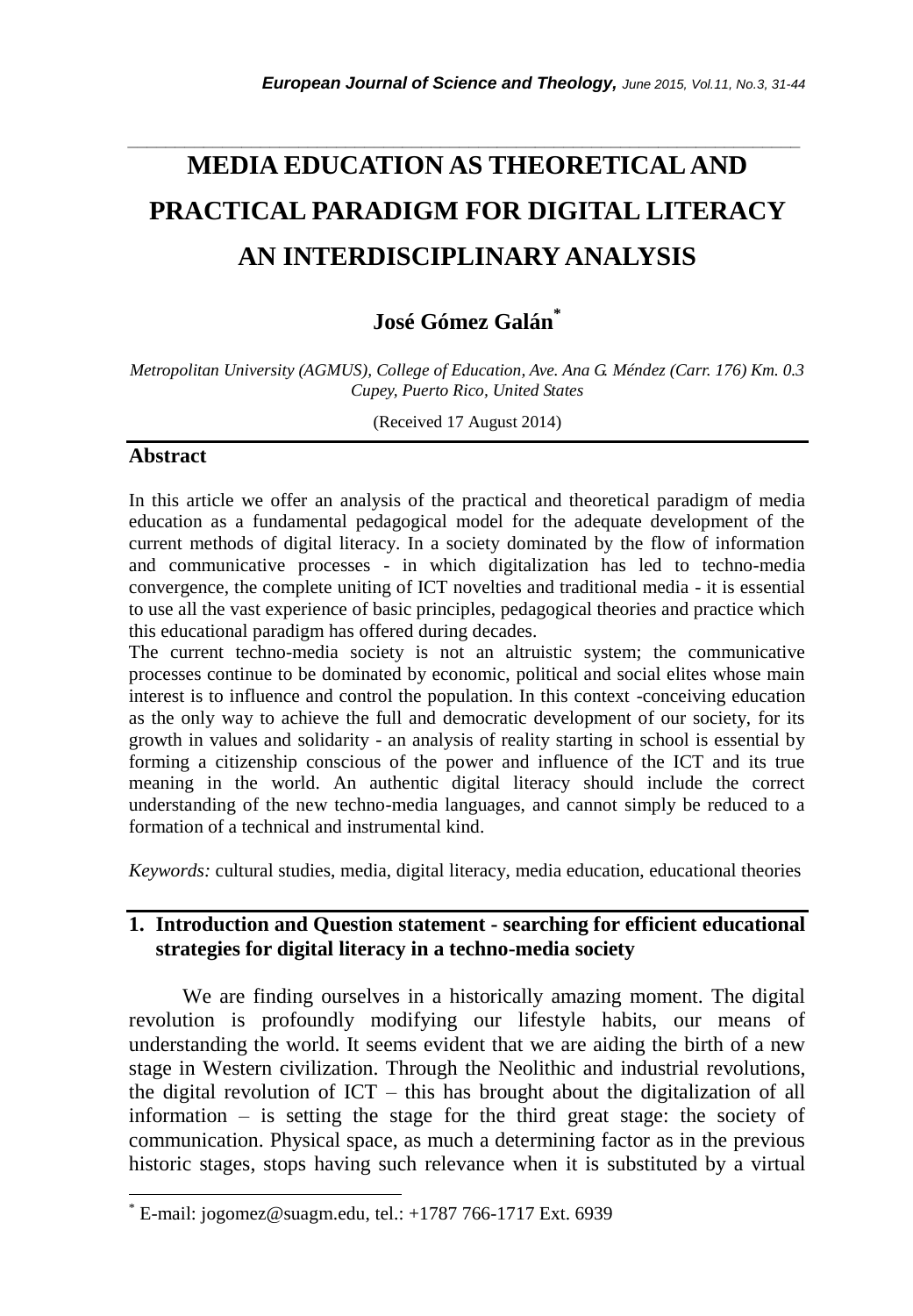# MEDIA EDUCATION AS THEORETICAL AND PRACTICAL PARADIGM FOR DIGITAL LITERACY AN INTERDISCIPLINARY ANALYSIS

**José Gómez Galán***

*Metropolitan University (AGMUS), College of Education, Ave. Ana G. Méndez (Carr. 176) Km. 0.3 Cupey, Puerto Rico, United States*

(Received 17 August 2014)

## Abstract

In this article we offer an analysis of the practical and theoretical paradigm of media education as a fundamental pedagogical model for the adequate development of the current methods of digital literacy. In a society dominated by the flow of information and communicative processes - in which digitalization has led to techno-media convergence, the complete uniting of ICT novelties and traditional media - it is essential to use all the vast experience of basic principles, pedagogical theories and practice which this educational paradigm has offered during decades.

The current techno-media society is not an altruistic system; the communicative processes continue to be dominated by economic, political and social elites whose main interest is to influence and control the population. In this context -conceiving education as the only way to achieve the full and democratic development of our society, for its growth in values and solidarity - an analysis of reality starting in school is essential by forming a citizenship conscious of the power and influence of the ICT and its true meaning in the world. An authentic digital literacy should include the correct understanding of the new techno-media languages, and cannot simply be reduced to a formation of a technical and instrumental kind.

*Keywords:* cultural studies, media, digital literacy, media education, educational theories

## 1. Introduction and Question statement - searching for efficient educational strategies for digital literacy in a techno-media society

We are finding ourselves in a historically amazing moment. The digital revolution is profoundly modifying our lifestyle habits, our means of understanding the world. It seems evident that we are aiding the birth of a new stage in Western civilization. Through the Neolithic and industrial revolutions, the digital revolution of ICT – this has brought about the digitalization of all information – is setting the stage for the third great stage: the society of communication. Physical space, as much a determining factor as in the previous historic stages, stops having such relevance when it is substituted by a virtual

---

* E-mail: jogomez@suagm.edu, tel.: +1787 766-1717 Ext. 6939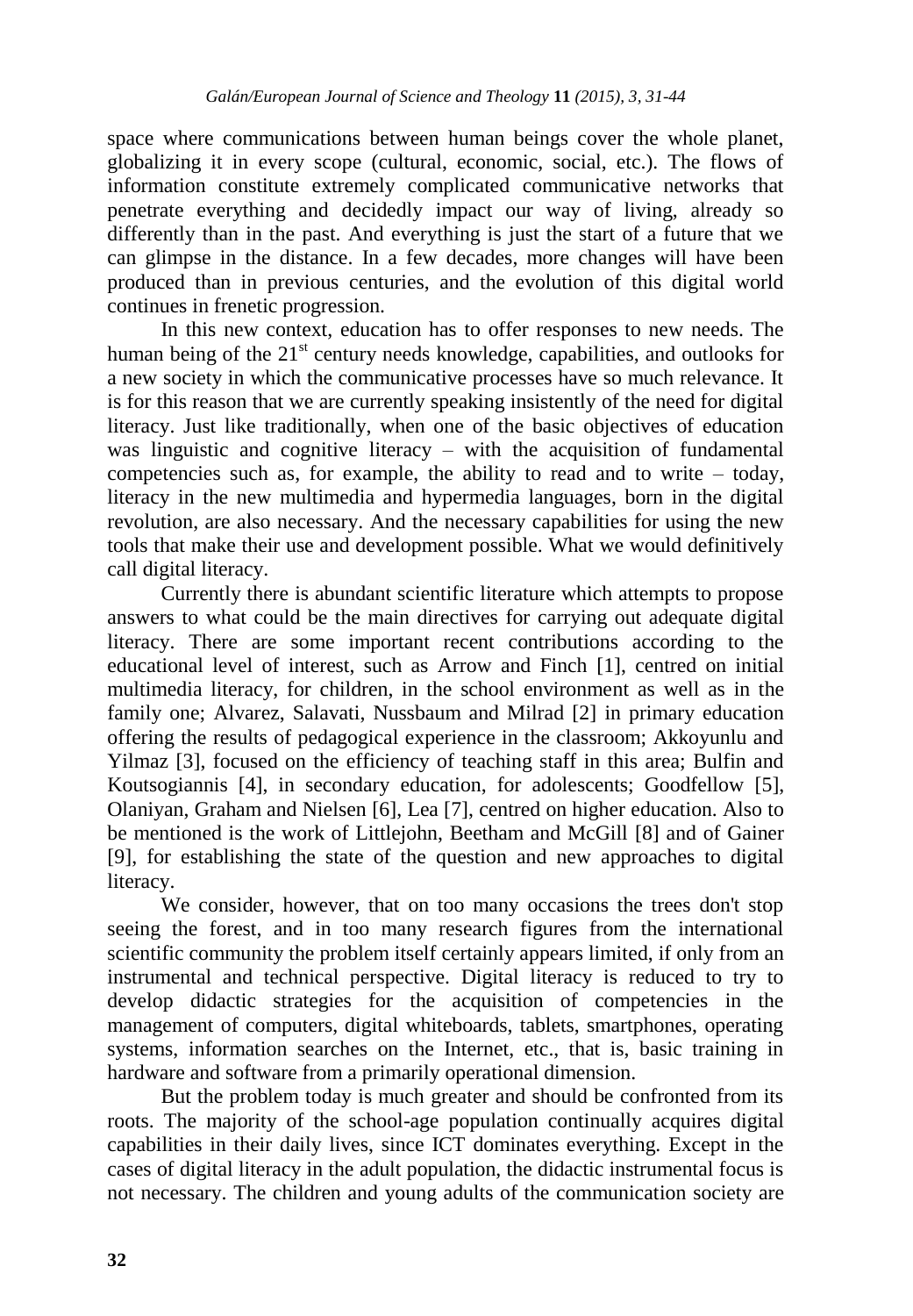space where communications between human beings cover the whole planet, globalizing it in every scope (cultural, economic, social, etc.). The flows of information constitute extremely complicated communicative networks that penetrate everything and decidedly impact our way of living, already so differently than in the past. And everything is just the start of a future that we can glimpse in the distance. In a few decades, more changes will have been produced than in previous centuries, and the evolution of this digital world continues in frenetic progression.

In this new context, education has to offer responses to new needs. The human being of the 21st century needs knowledge, capabilities, and outlooks for a new society in which the communicative processes have so much relevance. It is for this reason that we are currently speaking insistently of the need for digital literacy. Just like traditionally, when one of the basic objectives of education was linguistic and cognitive literacy – with the acquisition of fundamental competencies such as, for example, the ability to read and to write – today, literacy in the new multimedia and hypermedia languages, born in the digital revolution, are also necessary. And the necessary capabilities for using the new tools that make their use and development possible. What we would definitively call digital literacy.

Currently there is abundant scientific literature which attempts to propose answers to what could be the main directives for carrying out adequate digital literacy. There are some important recent contributions according to the educational level of interest, such as Arrow and Finch [1], centred on initial multimedia literacy, for children, in the school environment as well as in the family one; Alvarez, Salavati, Nussbaum and Milrad [2] in primary education offering the results of pedagogical experience in the classroom; Akkoyunlu and Yilmaz [3], focused on the efficiency of teaching staff in this area; Bulfin and Koutsogiannis [4], in secondary education, for adolescents; Goodfellow [5], Olaniyan, Graham and Nielsen [6], Lea [7], centred on higher education. Also to be mentioned is the work of Littlejohn, Beetham and McGill [8] and of Gainer [9], for establishing the state of the question and new approaches to digital literacy.

We consider, however, that on too many occasions the trees don't stop seeing the forest, and in too many research figures from the international scientific community the problem itself certainly appears limited, if only from an instrumental and technical perspective. Digital literacy is reduced to try to develop didactic strategies for the acquisition of competencies in the management of computers, digital whiteboards, tablets, smartphones, operating systems, information searches on the Internet, etc., that is, basic training in hardware and software from a primarily operational dimension.

But the problem today is much greater and should be confronted from its roots. The majority of the school-age population continually acquires digital capabilities in their daily lives, since ICT dominates everything. Except in the cases of digital literacy in the adult population, the didactic instrumental focus is not necessary. The children and young adults of the communication society are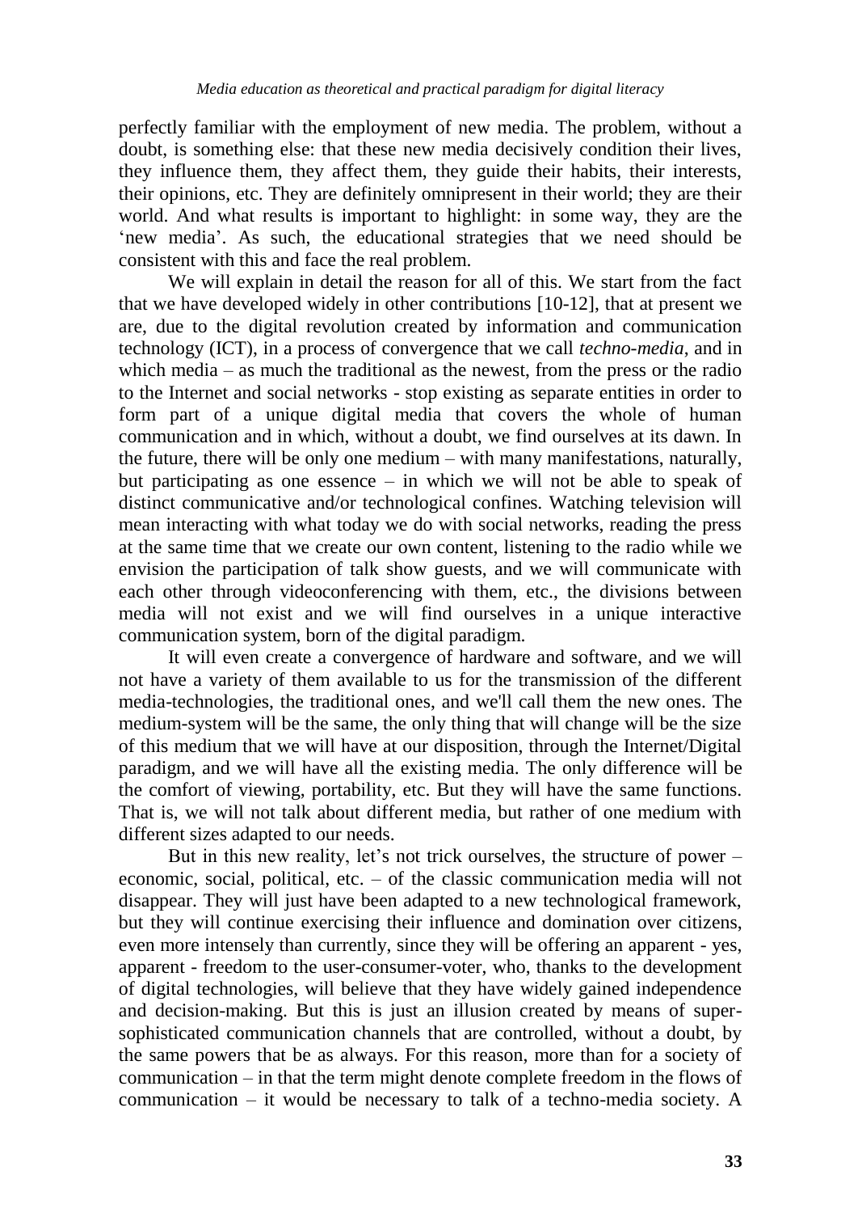perfectly familiar with the employment of new media. The problem, without a doubt, is something else: that these new media decisively condition their lives, they influence them, they affect them, they guide their habits, their interests, their opinions, etc. They are definitely omnipresent in their world; they are their world. And what results is important to highlight: in some way, they are the 'new media'. As such, the educational strategies that we need should be consistent with this and face the real problem.

We will explain in detail the reason for all of this. We start from the fact that we have developed widely in other contributions [10-12], that at present we are, due to the digital revolution created by information and communication technology (ICT), in a process of convergence that we call *techno-media*, and in which media – as much the traditional as the newest, from the press or the radio to the Internet and social networks - stop existing as separate entities in order to form part of a unique digital media that covers the whole of human communication and in which, without a doubt, we find ourselves at its dawn. In the future, there will be only one medium – with many manifestations, naturally, but participating as one essence – in which we will not be able to speak of distinct communicative and/or technological confines. Watching television will mean interacting with what today we do with social networks, reading the press at the same time that we create our own content, listening to the radio while we envision the participation of talk show guests, and we will communicate with each other through videoconferencing with them, etc., the divisions between media will not exist and we will find ourselves in a unique interactive communication system, born of the digital paradigm.

It will even create a convergence of hardware and software, and we will not have a variety of them available to us for the transmission of the different media-technologies, the traditional ones, and we'll call them the new ones. The medium-system will be the same, the only thing that will change will be the size of this medium that we will have at our disposition, through the Internet/Digital paradigm, and we will have all the existing media. The only difference will be the comfort of viewing, portability, etc. But they will have the same functions. That is, we will not talk about different media, but rather of one medium with different sizes adapted to our needs.

But in this new reality, let's not trick ourselves, the structure of power – economic, social, political, etc. – of the classic communication media will not disappear. They will just have been adapted to a new technological framework, but they will continue exercising their influence and domination over citizens, even more intensely than currently, since they will be offering an apparent - yes, apparent - freedom to the user-consumer-voter, who, thanks to the development of digital technologies, will believe that they have widely gained independence and decision-making. But this is just an illusion created by means of super-sophisticated communication channels that are controlled, without a doubt, by the same powers that be as always. For this reason, more than for a society of communication – in that the term might denote complete freedom in the flows of communication – it would be necessary to talk of a techno-media society. A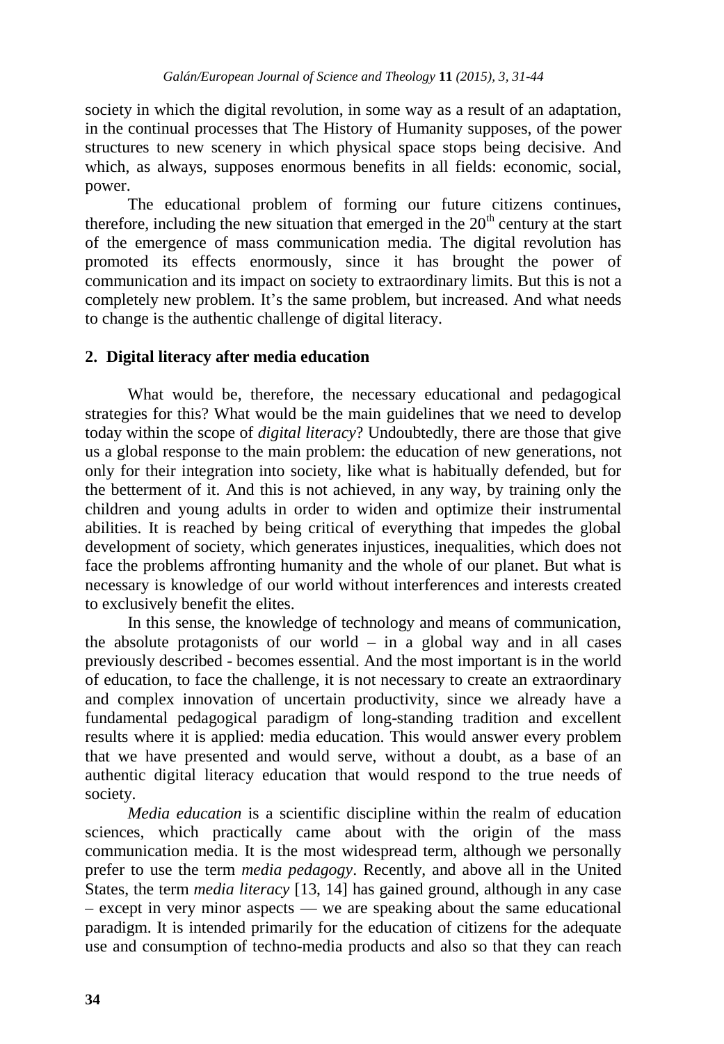society in which the digital revolution, in some way as a result of an adaptation, in the continual processes that The History of Humanity supposes, of the power structures to new scenery in which physical space stops being decisive. And which, as always, supposes enormous benefits in all fields: economic, social, power.

The educational problem of forming our future citizens continues, therefore, including the new situation that emerged in the 20th century at the start of the emergence of mass communication media. The digital revolution has promoted its effects enormously, since it has brought the power of communication and its impact on society to extraordinary limits. But this is not a completely new problem. It's the same problem, but increased. And what needs to change is the authentic challenge of digital literacy.

## 2. Digital literacy after media education

What would be, therefore, the necessary educational and pedagogical strategies for this? What would be the main guidelines that we need to develop today within the scope of *digital literacy*? Undoubtedly, there are those that give us a global response to the main problem: the education of new generations, not only for their integration into society, like what is habitually defended, but for the betterment of it. And this is not achieved, in any way, by training only the children and young adults in order to widen and optimize their instrumental abilities. It is reached by being critical of everything that impedes the global development of society, which generates injustices, inequalities, which does not face the problems affronting humanity and the whole of our planet. But what is necessary is knowledge of our world without interferences and interests created to exclusively benefit the elites.

In this sense, the knowledge of technology and means of communication, the absolute protagonists of our world – in a global way and in all cases previously described - becomes essential. And the most important is in the world of education, to face the challenge, it is not necessary to create an extraordinary and complex innovation of uncertain productivity, since we already have a fundamental pedagogical paradigm of long-standing tradition and excellent results where it is applied: media education. This would answer every problem that we have presented and would serve, without a doubt, as a base of an authentic digital literacy education that would respond to the true needs of society.

*Media education* is a scientific discipline within the realm of education sciences, which practically came about with the origin of the mass communication media. It is the most widespread term, although we personally prefer to use the term *media pedagogy*. Recently, and above all in the United States, the term *media literacy* [13, 14] has gained ground, although in any case – except in very minor aspects — we are speaking about the same educational paradigm. It is intended primarily for the education of citizens for the adequate use and consumption of techno-media products and also so that they can reach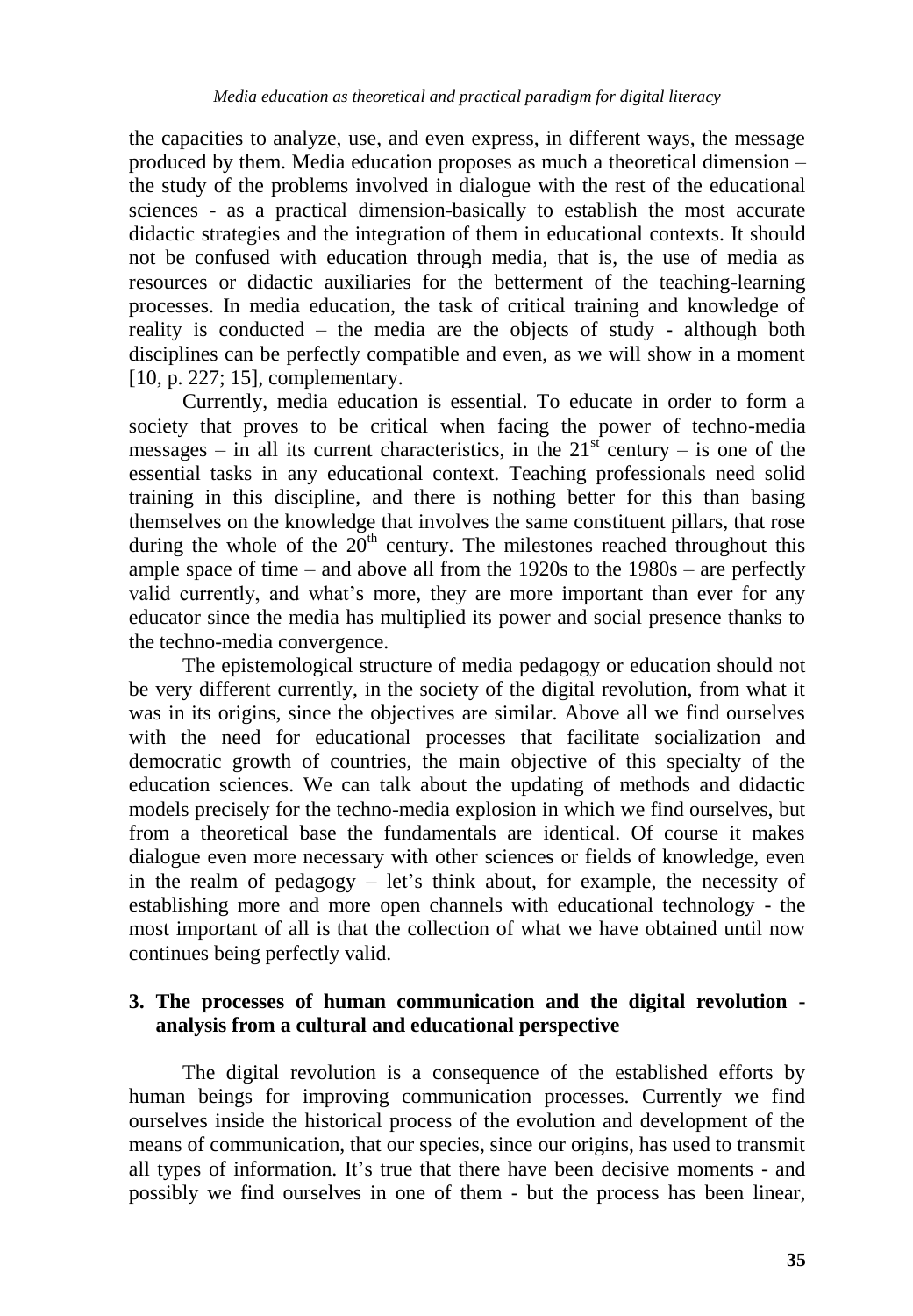the capacities to analyze, use, and even express, in different ways, the message produced by them. Media education proposes as much a theoretical dimension – the study of the problems involved in dialogue with the rest of the educational sciences - as a practical dimension-basically to establish the most accurate didactic strategies and the integration of them in educational contexts. It should not be confused with education through media, that is, the use of media as resources or didactic auxiliaries for the betterment of the teaching-learning processes. In media education, the task of critical training and knowledge of reality is conducted – the media are the objects of study - although both disciplines can be perfectly compatible and even, as we will show in a moment [10, p. 227; 15], complementary.

Currently, media education is essential. To educate in order to form a society that proves to be critical when facing the power of techno-media messages – in all its current characteristics, in the 21st century – is one of the essential tasks in any educational context. Teaching professionals need solid training in this discipline, and there is nothing better for this than basing themselves on the knowledge that involves the same constituent pillars, that rose during the whole of the 20th century. The milestones reached throughout this ample space of time – and above all from the 1920s to the 1980s – are perfectly valid currently, and what's more, they are more important than ever for any educator since the media has multiplied its power and social presence thanks to the techno-media convergence.

The epistemological structure of media pedagogy or education should not be very different currently, in the society of the digital revolution, from what it was in its origins, since the objectives are similar. Above all we find ourselves with the need for educational processes that facilitate socialization and democratic growth of countries, the main objective of this specialty of the education sciences. We can talk about the updating of methods and didactic models precisely for the techno-media explosion in which we find ourselves, but from a theoretical base the fundamentals are identical. Of course it makes dialogue even more necessary with other sciences or fields of knowledge, even in the realm of pedagogy – let's think about, for example, the necessity of establishing more and more open channels with educational technology - the most important of all is that the collection of what we have obtained until now continues being perfectly valid.

## 3. The processes of human communication and the digital revolution - analysis from a cultural and educational perspective

The digital revolution is a consequence of the established efforts by human beings for improving communication processes. Currently we find ourselves inside the historical process of the evolution and development of the means of communication, that our species, since our origins, has used to transmit all types of information. It's true that there have been decisive moments - and possibly we find ourselves in one of them - but the process has been linear,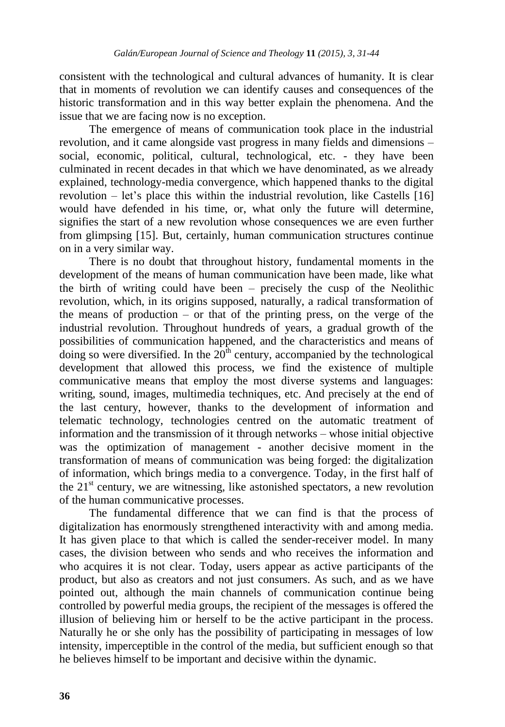consistent with the technological and cultural advances of humanity. It is clear that in moments of revolution we can identify causes and consequences of the historic transformation and in this way better explain the phenomena. And the issue that we are facing now is no exception.

The emergence of means of communication took place in the industrial revolution, and it came alongside vast progress in many fields and dimensions – social, economic, political, cultural, technological, etc. - they have been culminated in recent decades in that which we have denominated, as we already explained, technology-media convergence, which happened thanks to the digital revolution – let's place this within the industrial revolution, like Castells [16] would have defended in his time, or, what only the future will determine, signifies the start of a new revolution whose consequences we are even further from glimpsing [15]. But, certainly, human communication structures continue on in a very similar way.

There is no doubt that throughout history, fundamental moments in the development of the means of human communication have been made, like what the birth of writing could have been – precisely the cusp of the Neolithic revolution, which, in its origins supposed, naturally, a radical transformation of the means of production – or that of the printing press, on the verge of the industrial revolution. Throughout hundreds of years, a gradual growth of the possibilities of communication happened, and the characteristics and means of doing so were diversified. In the 20th century, accompanied by the technological development that allowed this process, we find the existence of multiple communicative means that employ the most diverse systems and languages: writing, sound, images, multimedia techniques, etc. And precisely at the end of the last century, however, thanks to the development of information and telematic technology, technologies centred on the automatic treatment of information and the transmission of it through networks – whose initial objective was the optimization of management - another decisive moment in the transformation of means of communication was being forged: the digitalization of information, which brings media to a convergence. Today, in the first half of the 21st century, we are witnessing, like astonished spectators, a new revolution of the human communicative processes.

The fundamental difference that we can find is that the process of digitalization has enormously strengthened interactivity with and among media. It has given place to that which is called the sender-receiver model. In many cases, the division between who sends and who receives the information and who acquires it is not clear. Today, users appear as active participants of the product, but also as creators and not just consumers. As such, and as we have pointed out, although the main channels of communication continue being controlled by powerful media groups, the recipient of the messages is offered the illusion of believing him or herself to be the active participant in the process. Naturally he or she only has the possibility of participating in messages of low intensity, imperceptible in the control of the media, but sufficient enough so that he believes himself to be important and decisive within the dynamic.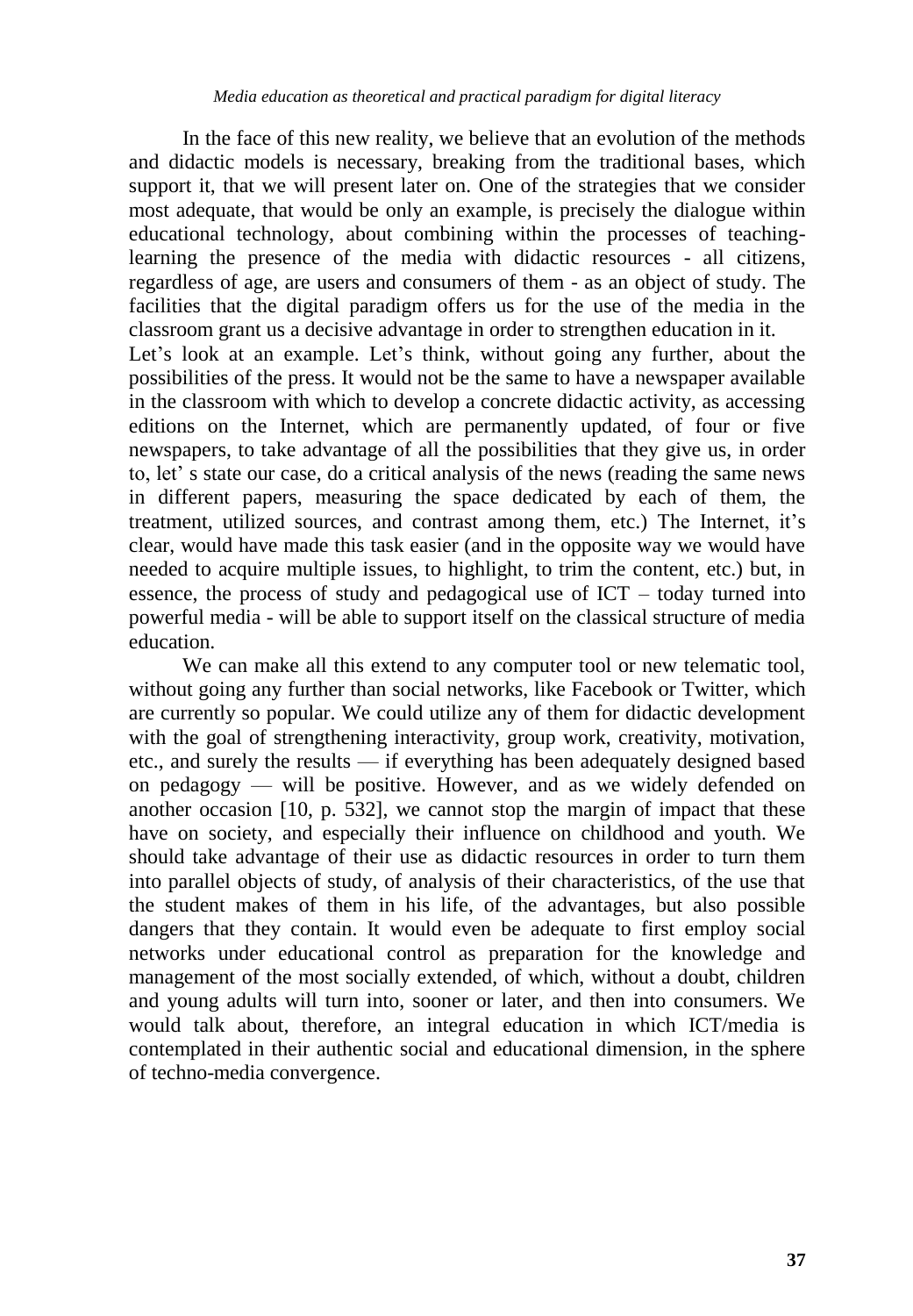In the face of this new reality, we believe that an evolution of the methods and didactic models is necessary, breaking from the traditional bases, which support it, that we will present later on. One of the strategies that we consider most adequate, that would be only an example, is precisely the dialogue within educational technology, about combining within the processes of teaching-learning the presence of the media with didactic resources - all citizens, regardless of age, are users and consumers of them - as an object of study. The facilities that the digital paradigm offers us for the use of the media in the classroom grant us a decisive advantage in order to strengthen education in it.

Let's look at an example. Let's think, without going any further, about the possibilities of the press. It would not be the same to have a newspaper available in the classroom with which to develop a concrete didactic activity, as accessing editions on the Internet, which are permanently updated, of four or five newspapers, to take advantage of all the possibilities that they give us, in order to, let' s state our case, do a critical analysis of the news (reading the same news in different papers, measuring the space dedicated by each of them, the treatment, utilized sources, and contrast among them, etc.) The Internet, it's clear, would have made this task easier (and in the opposite way we would have needed to acquire multiple issues, to highlight, to trim the content, etc.) but, in essence, the process of study and pedagogical use of ICT – today turned into powerful media - will be able to support itself on the classical structure of media education.

We can make all this extend to any computer tool or new telematic tool, without going any further than social networks, like Facebook or Twitter, which are currently so popular. We could utilize any of them for didactic development with the goal of strengthening interactivity, group work, creativity, motivation, etc., and surely the results — if everything has been adequately designed based on pedagogy — will be positive. However, and as we widely defended on another occasion [10, p. 532], we cannot stop the margin of impact that these have on society, and especially their influence on childhood and youth. We should take advantage of their use as didactic resources in order to turn them into parallel objects of study, of analysis of their characteristics, of the use that the student makes of them in his life, of the advantages, but also possible dangers that they contain. It would even be adequate to first employ social networks under educational control as preparation for the knowledge and management of the most socially extended, of which, without a doubt, children and young adults will turn into, sooner or later, and then into consumers. We would talk about, therefore, an integral education in which ICT/media is contemplated in their authentic social and educational dimension, in the sphere of techno-media convergence.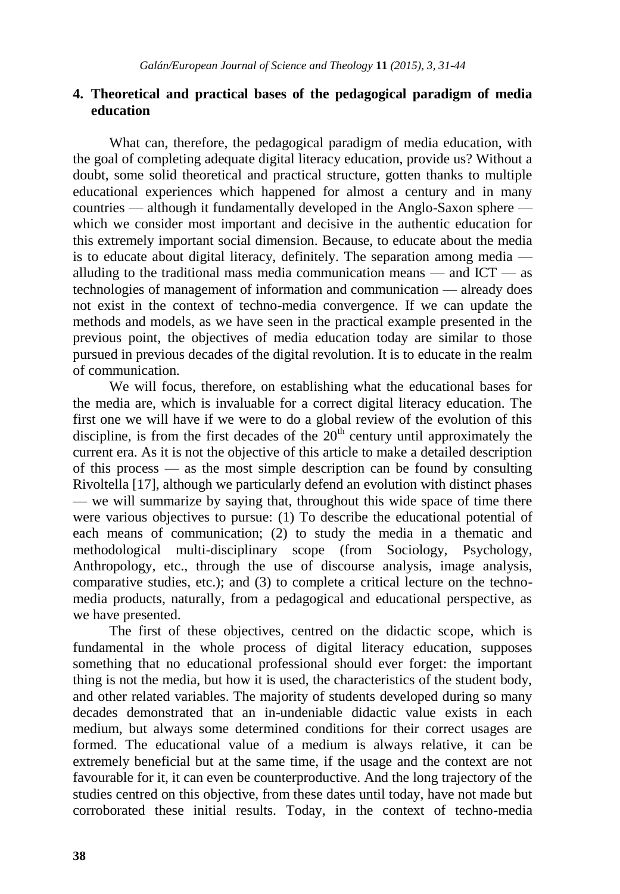## 4. Theoretical and practical bases of the pedagogical paradigm of media education

What can, therefore, the pedagogical paradigm of media education, with the goal of completing adequate digital literacy education, provide us? Without a doubt, some solid theoretical and practical structure, gotten thanks to multiple educational experiences which happened for almost a century and in many countries — although it fundamentally developed in the Anglo-Saxon sphere — which we consider most important and decisive in the authentic education for this extremely important social dimension. Because, to educate about the media is to educate about digital literacy, definitely. The separation among media — alluding to the traditional mass media communication means — and ICT — as technologies of management of information and communication — already does not exist in the context of techno-media convergence. If we can update the methods and models, as we have seen in the practical example presented in the previous point, the objectives of media education today are similar to those pursued in previous decades of the digital revolution. It is to educate in the realm of communication.

We will focus, therefore, on establishing what the educational bases for the media are, which is invaluable for a correct digital literacy education. The first one we will have if we were to do a global review of the evolution of this discipline, is from the first decades of the 20th century until approximately the current era. As it is not the objective of this article to make a detailed description of this process — as the most simple description can be found by consulting Rivoltella [17], although we particularly defend an evolution with distinct phases — we will summarize by saying that, throughout this wide space of time there were various objectives to pursue: (1) To describe the educational potential of each means of communication; (2) to study the media in a thematic and methodological multi-disciplinary scope (from Sociology, Psychology, Anthropology, etc., through the use of discourse analysis, image analysis, comparative studies, etc.); and (3) to complete a critical lecture on the techno-media products, naturally, from a pedagogical and educational perspective, as we have presented.

The first of these objectives, centred on the didactic scope, which is fundamental in the whole process of digital literacy education, supposes something that no educational professional should ever forget: the important thing is not the media, but how it is used, the characteristics of the student body, and other related variables. The majority of students developed during so many decades demonstrated that an in-undeniable didactic value exists in each medium, but always some determined conditions for their correct usages are formed. The educational value of a medium is always relative, it can be extremely beneficial but at the same time, if the usage and the context are not favourable for it, it can even be counterproductive. And the long trajectory of the studies centred on this objective, from these dates until today, have not made but corroborated these initial results. Today, in the context of techno-media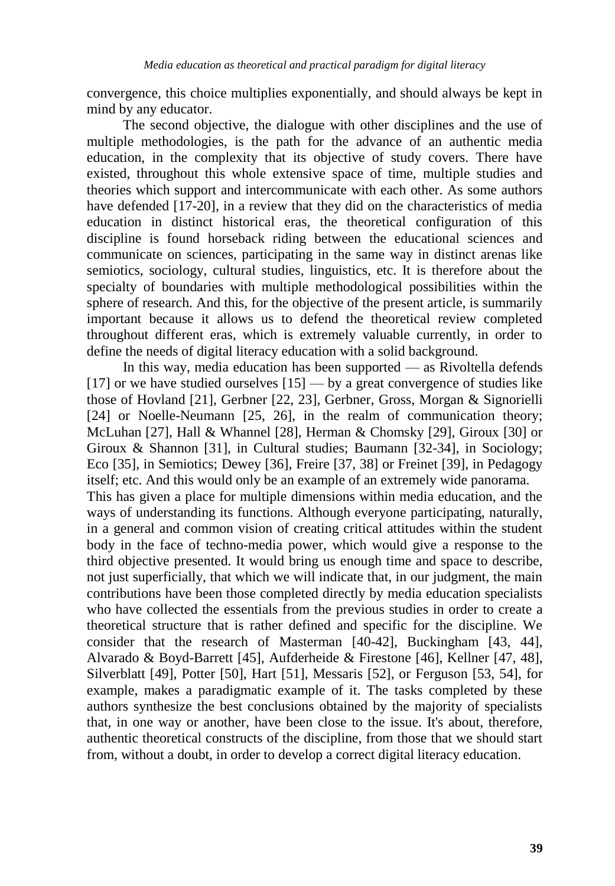convergence, this choice multiplies exponentially, and should always be kept in mind by any educator.

The second objective, the dialogue with other disciplines and the use of multiple methodologies, is the path for the advance of an authentic media education, in the complexity that its objective of study covers. There have existed, throughout this whole extensive space of time, multiple studies and theories which support and intercommunicate with each other. As some authors have defended [17-20], in a review that they did on the characteristics of media education in distinct historical eras, the theoretical configuration of this discipline is found horseback riding between the educational sciences and communicate on sciences, participating in the same way in distinct arenas like semiotics, sociology, cultural studies, linguistics, etc. It is therefore about the specialty of boundaries with multiple methodological possibilities within the sphere of research. And this, for the objective of the present article, is summarily important because it allows us to defend the theoretical review completed throughout different eras, which is extremely valuable currently, in order to define the needs of digital literacy education with a solid background.

In this way, media education has been supported — as Rivoltella defends [17] or we have studied ourselves [15] — by a great convergence of studies like those of Hovland [21], Gerbner [22, 23], Gerbner, Gross, Morgan & Signorielli [24] or Noelle-Neumann [25, 26], in the realm of communication theory; McLuhan [27], Hall & Whannel [28], Herman & Chomsky [29], Giroux [30] or Giroux & Shannon [31], in Cultural studies; Baumann [32-34], in Sociology; Eco [35], in Semiotics; Dewey [36], Freire [37, 38] or Freinet [39], in Pedagogy itself; etc. And this would only be an example of an extremely wide panorama.

This has given a place for multiple dimensions within media education, and the ways of understanding its functions. Although everyone participating, naturally, in a general and common vision of creating critical attitudes within the student body in the face of techno-media power, which would give a response to the third objective presented. It would bring us enough time and space to describe, not just superficially, that which we will indicate that, in our judgment, the main contributions have been those completed directly by media education specialists who have collected the essentials from the previous studies in order to create a theoretical structure that is rather defined and specific for the discipline. We consider that the research of Masterman [40-42], Buckingham [43, 44], Alvarado & Boyd-Barrett [45], Aufderheide & Firestone [46], Kellner [47, 48], Silverblatt [49], Potter [50], Hart [51], Messaris [52], or Ferguson [53, 54], for example, makes a paradigmatic example of it. The tasks completed by these authors synthesize the best conclusions obtained by the majority of specialists that, in one way or another, have been close to the issue. It's about, therefore, authentic theoretical constructs of the discipline, from those that we should start from, without a doubt, in order to develop a correct digital literacy education.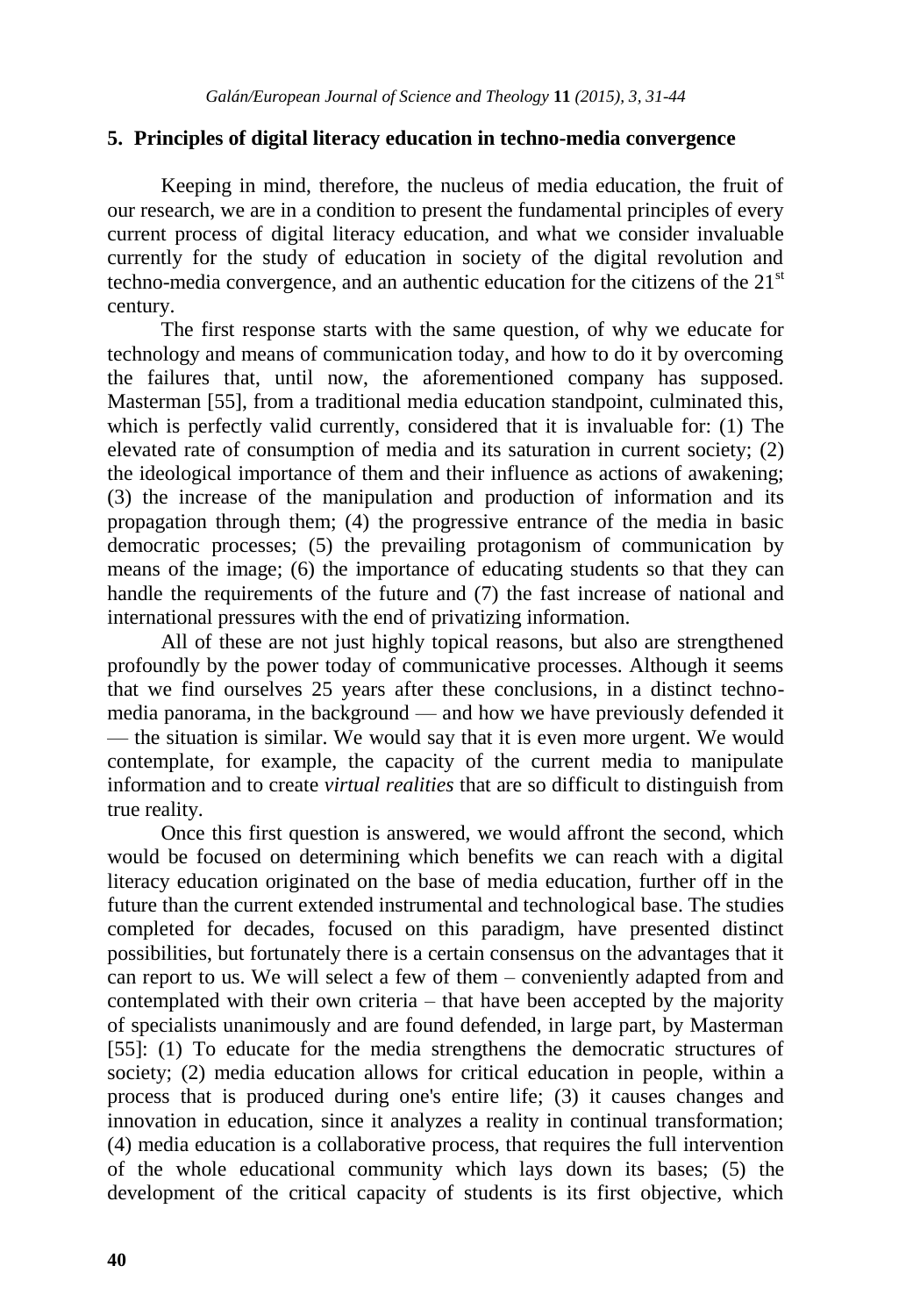## 5. Principles of digital literacy education in techno-media convergence

Keeping in mind, therefore, the nucleus of media education, the fruit of our research, we are in a condition to present the fundamental principles of every current process of digital literacy education, and what we consider invaluable currently for the study of education in society of the digital revolution and techno-media convergence, and an authentic education for the citizens of the 21st century.

The first response starts with the same question, of why we educate for technology and means of communication today, and how to do it by overcoming the failures that, until now, the aforementioned company has supposed. Masterman [55], from a traditional media education standpoint, culminated this, which is perfectly valid currently, considered that it is invaluable for: (1) The elevated rate of consumption of media and its saturation in current society; (2) the ideological importance of them and their influence as actions of awakening; (3) the increase of the manipulation and production of information and its propagation through them; (4) the progressive entrance of the media in basic democratic processes; (5) the prevailing protagonism of communication by means of the image; (6) the importance of educating students so that they can handle the requirements of the future and (7) the fast increase of national and international pressures with the end of privatizing information.

All of these are not just highly topical reasons, but also are strengthened profoundly by the power today of communicative processes. Although it seems that we find ourselves 25 years after these conclusions, in a distinct techno-media panorama, in the background — and how we have previously defended it — the situation is similar. We would say that it is even more urgent. We would contemplate, for example, the capacity of the current media to manipulate information and to create *virtual realities* that are so difficult to distinguish from true reality.

Once this first question is answered, we would affront the second, which would be focused on determining which benefits we can reach with a digital literacy education originated on the base of media education, further off in the future than the current extended instrumental and technological base. The studies completed for decades, focused on this paradigm, have presented distinct possibilities, but fortunately there is a certain consensus on the advantages that it can report to us. We will select a few of them – conveniently adapted from and contemplated with their own criteria – that have been accepted by the majority of specialists unanimously and are found defended, in large part, by Masterman [55]: (1) To educate for the media strengthens the democratic structures of society; (2) media education allows for critical education in people, within a process that is produced during one's entire life; (3) it causes changes and innovation in education, since it analyzes a reality in continual transformation; (4) media education is a collaborative process, that requires the full intervention of the whole educational community which lays down its bases; (5) the development of the critical capacity of students is its first objective, which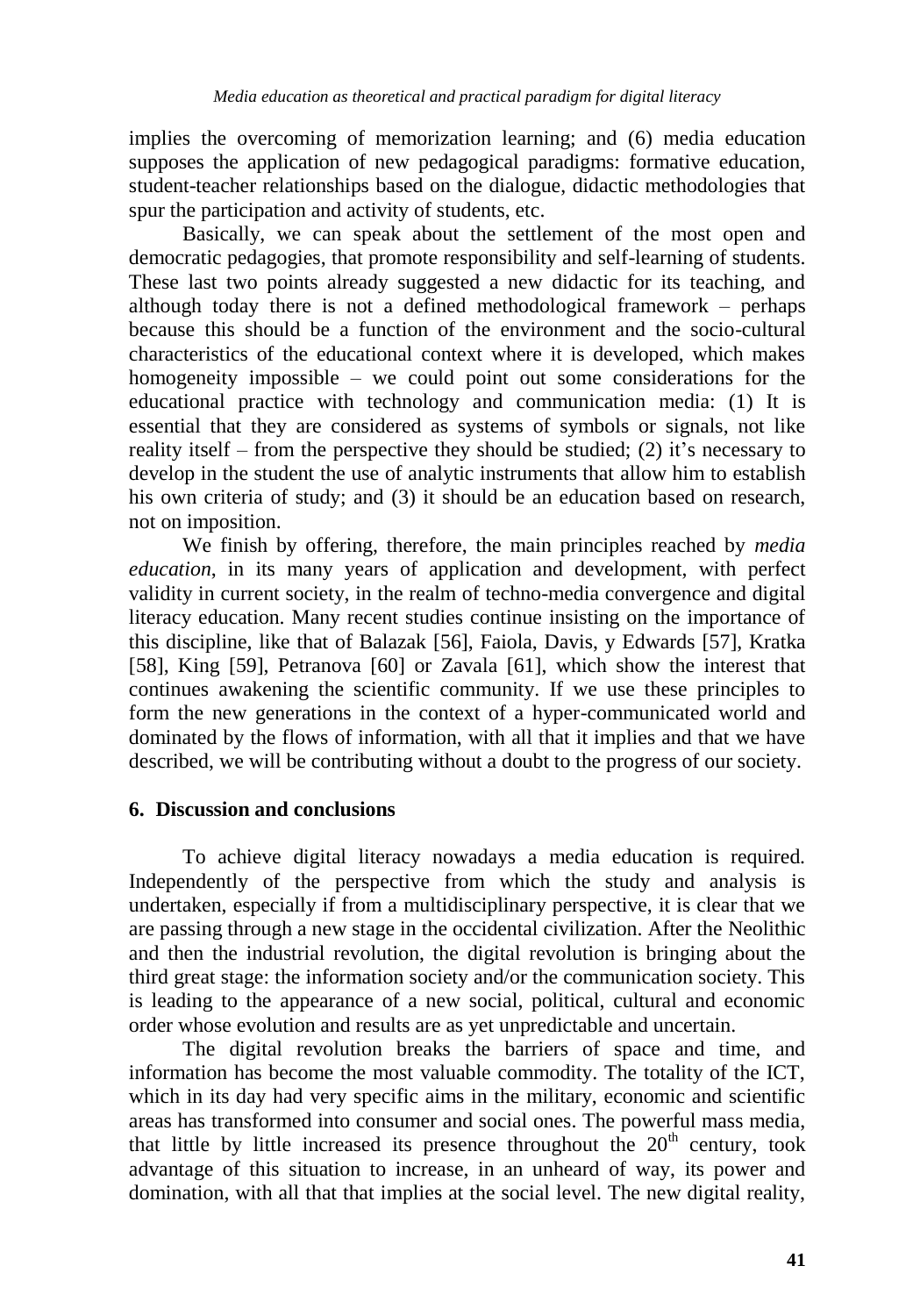implies the overcoming of memorization learning; and (6) media education supposes the application of new pedagogical paradigms: formative education, student-teacher relationships based on the dialogue, didactic methodologies that spur the participation and activity of students, etc.

Basically, we can speak about the settlement of the most open and democratic pedagogies, that promote responsibility and self-learning of students. These last two points already suggested a new didactic for its teaching, and although today there is not a defined methodological framework – perhaps because this should be a function of the environment and the socio-cultural characteristics of the educational context where it is developed, which makes homogeneity impossible – we could point out some considerations for the educational practice with technology and communication media: (1) It is essential that they are considered as systems of symbols or signals, not like reality itself – from the perspective they should be studied; (2) it's necessary to develop in the student the use of analytic instruments that allow him to establish his own criteria of study; and (3) it should be an education based on research, not on imposition.

We finish by offering, therefore, the main principles reached by *media education*, in its many years of application and development, with perfect validity in current society, in the realm of techno-media convergence and digital literacy education. Many recent studies continue insisting on the importance of this discipline, like that of Balazak [56], Faiola, Davis, y Edwards [57], Kratka [58], King [59], Petranova [60] or Zavala [61], which show the interest that continues awakening the scientific community. If we use these principles to form the new generations in the context of a hyper-communicated world and dominated by the flows of information, with all that it implies and that we have described, we will be contributing without a doubt to the progress of our society.

## 6. Discussion and conclusions

To achieve digital literacy nowadays a media education is required. Independently of the perspective from which the study and analysis is undertaken, especially if from a multidisciplinary perspective, it is clear that we are passing through a new stage in the occidental civilization. After the Neolithic and then the industrial revolution, the digital revolution is bringing about the third great stage: the information society and/or the communication society. This is leading to the appearance of a new social, political, cultural and economic order whose evolution and results are as yet unpredictable and uncertain.

The digital revolution breaks the barriers of space and time, and information has become the most valuable commodity. The totality of the ICT, which in its day had very specific aims in the military, economic and scientific areas has transformed into consumer and social ones. The powerful mass media, that little by little increased its presence throughout the $20^{th}$ century, took advantage of this situation to increase, in an unheard of way, its power and domination, with all that that implies at the social level. The new digital reality,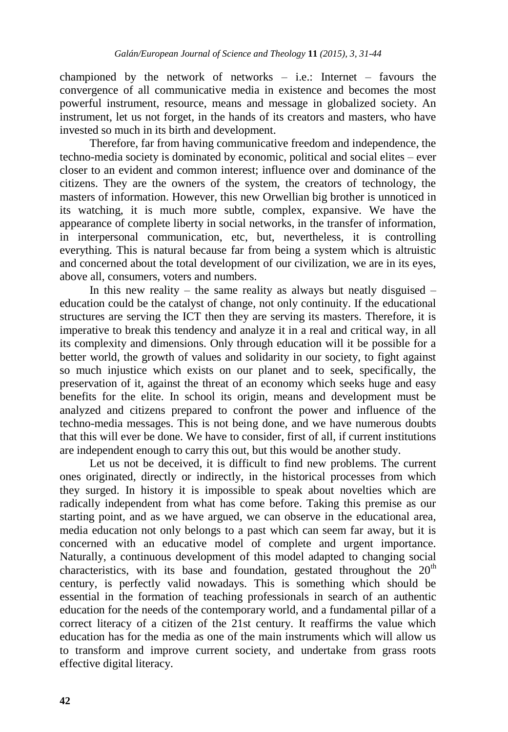championed by the network of networks – i.e.: Internet – favours the convergence of all communicative media in existence and becomes the most powerful instrument, resource, means and message in globalized society. An instrument, let us not forget, in the hands of its creators and masters, who have invested so much in its birth and development.

Therefore, far from having communicative freedom and independence, the techno-media society is dominated by economic, political and social elites – ever closer to an evident and common interest; influence over and dominance of the citizens. They are the owners of the system, the creators of technology, the masters of information. However, this new Orwellian big brother is unnoticed in its watching, it is much more subtle, complex, expansive. We have the appearance of complete liberty in social networks, in the transfer of information, in interpersonal communication, etc, but, nevertheless, it is controlling everything. This is natural because far from being a system which is altruistic and concerned about the total development of our civilization, we are in its eyes, above all, consumers, voters and numbers.

In this new reality – the same reality as always but neatly disguised – education could be the catalyst of change, not only continuity. If the educational structures are serving the ICT then they are serving its masters. Therefore, it is imperative to break this tendency and analyze it in a real and critical way, in all its complexity and dimensions. Only through education will it be possible for a better world, the growth of values and solidarity in our society, to fight against so much injustice which exists on our planet and to seek, specifically, the preservation of it, against the threat of an economy which seeks huge and easy benefits for the elite. In school its origin, means and development must be analyzed and citizens prepared to confront the power and influence of the techno-media messages. This is not being done, and we have numerous doubts that this will ever be done. We have to consider, first of all, if current institutions are independent enough to carry this out, but this would be another study.

Let us not be deceived, it is difficult to find new problems. The current ones originated, directly or indirectly, in the historical processes from which they surged. In history it is impossible to speak about novelties which are radically independent from what has come before. Taking this premise as our starting point, and as we have argued, we can observe in the educational area, media education not only belongs to a past which can seem far away, but it is concerned with an educative model of complete and urgent importance. Naturally, a continuous development of this model adapted to changing social characteristics, with its base and foundation, gestated throughout the 20th century, is perfectly valid nowadays. This is something which should be essential in the formation of teaching professionals in search of an authentic education for the needs of the contemporary world, and a fundamental pillar of a correct literacy of a citizen of the 21st century. It reaffirms the value which education has for the media as one of the main instruments which will allow us to transform and improve current society, and undertake from grass roots effective digital literacy.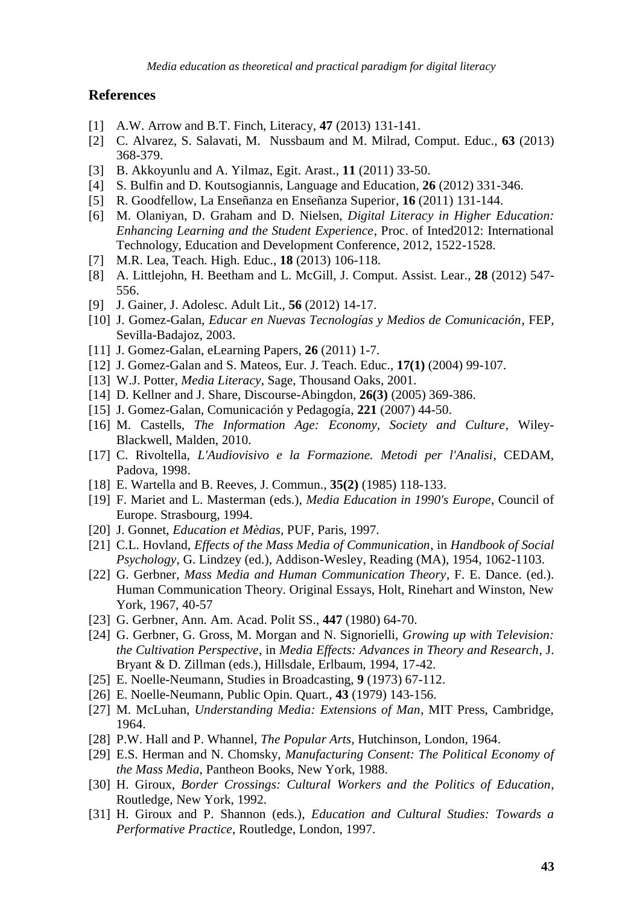## References

[1] A.W. Arrow and B.T. Finch, Literacy, **47** (2013) 131-141.

[2] C. Alvarez, S. Salavati, M. Nussbaum and M. Milrad, Comput. Educ., **63** (2013) 368-379.

[3] B. Akkoyunlu and A. Yilmaz, Egit. Arast., **11** (2011) 33-50.

[4] S. Bulfin and D. Koutsogiannis, Language and Education, **26** (2012) 331-346.

[5] R. Goodfellow, La Enseñanza en Enseñanza Superior, **16** (2011) 131-144.

[6] M. Olaniyan, D. Graham and D. Nielsen, *Digital Literacy in Higher Education: Enhancing Learning and the Student Experience*, Proc. of Inted2012: International Technology, Education and Development Conference, 2012, 1522-1528.

[7] M.R. Lea, Teach. High. Educ., **18** (2013) 106-118.

[8] A. Littlejohn, H. Beetham and L. McGill, J. Comput. Assist. Lear., **28** (2012) 547-556.

[9] J. Gainer, J. Adolesc. Adult Lit., **56** (2012) 14-17.

[10] J. Gomez-Galan, *Educar en Nuevas Tecnologías y Medios de Comunicación*, FEP, Sevilla-Badajoz, 2003.

[11] J. Gomez-Galan, eLearning Papers, **26** (2011) 1-7.

[12] J. Gomez-Galan and S. Mateos, Eur. J. Teach. Educ., **17(1)** (2004) 99-107.

[13] W.J. Potter, *Media Literacy*, Sage, Thousand Oaks, 2001.

[14] D. Kellner and J. Share, Discourse-Abingdon, **26(3)** (2005) 369-386.

[15] J. Gomez-Galan, Comunicación y Pedagogía, **221** (2007) 44-50.

[16] M. Castells, *The Information Age: Economy, Society and Culture*, Wiley-Blackwell, Malden, 2010.

[17] C. Rivoltella, *L'Audiovisivo e la Formazione. Metodi per l'Analisi*, CEDAM, Padova, 1998.

[18] E. Wartella and B. Reeves, J. Commun., **35(2)** (1985) 118-133.

[19] F. Mariet and L. Masterman (eds.), *Media Education in 1990's Europe*, Council of Europe. Strasbourg, 1994.

[20] J. Gonnet, *Education et Mèdias*, PUF, Paris, 1997.

[21] C.L. Hovland, *Effects of the Mass Media of Communication*, in *Handbook of Social Psychology*, G. Lindzey (ed.), Addison-Wesley, Reading (MA), 1954, 1062-1103.

[22] G. Gerbner, *Mass Media and Human Communication Theory*, F. E. Dance. (ed.). Human Communication Theory. Original Essays, Holt, Rinehart and Winston, New York, 1967, 40-57

[23] G. Gerbner, Ann. Am. Acad. Polit SS., **447** (1980) 64-70.

[24] G. Gerbner, G. Gross, M. Morgan and N. Signorielli, *Growing up with Television: the Cultivation Perspective*, in *Media Effects: Advances in Theory and Research*, J. Bryant & D. Zillman (eds.), Hillsdale, Erlbaum, 1994, 17-42.

[25] E. Noelle-Neumann, Studies in Broadcasting, **9** (1973) 67-112.

[26] E. Noelle-Neumann, Public Opin. Quart., **43** (1979) 143-156.

[27] M. McLuhan, *Understanding Media: Extensions of Man*, MIT Press, Cambridge, 1964.

[28] P.W. Hall and P. Whannel, *The Popular Arts*, Hutchinson, London, 1964.

[29] E.S. Herman and N. Chomsky, *Manufacturing Consent: The Political Economy of the Mass Media*, Pantheon Books, New York, 1988.

[30] H. Giroux, *Border Crossings: Cultural Workers and the Politics of Education*, Routledge, New York, 1992.

[31] H. Giroux and P. Shannon (eds.), *Education and Cultural Studies: Towards a Performative Practice*, Routledge, London, 1997.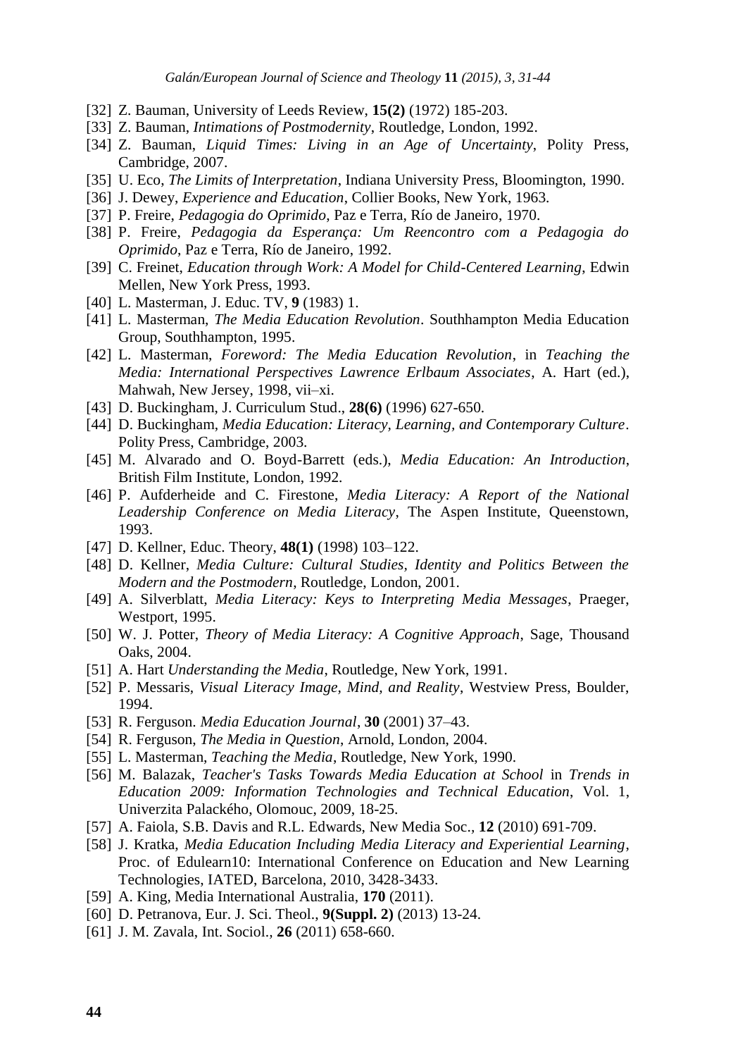[32] Z. Bauman, University of Leeds Review, **15(2)** (1972) 185-203.
[33] Z. Bauman, *Intimations of Postmodernity*, Routledge, London, 1992.
[34] Z. Bauman, *Liquid Times: Living in an Age of Uncertainty*, Polity Press, Cambridge, 2007.
[35] U. Eco, *The Limits of Interpretation*, Indiana University Press, Bloomington, 1990.
[36] J. Dewey, *Experience and Education*, Collier Books, New York, 1963.
[37] P. Freire, *Pedagogia do Oprimido*, Paz e Terra, Río de Janeiro, 1970.
[38] P. Freire, *Pedagogia da Esperança: Um Reencontro com a Pedagogia do Oprimido*, Paz e Terra, Río de Janeiro, 1992.
[39] C. Freinet, *Education through Work: A Model for Child-Centered Learning*, Edwin Mellen, New York Press, 1993.
[40] L. Masterman, J. Educ. TV, **9** (1983) 1.
[41] L. Masterman, *The Media Education Revolution*. Southhampton Media Education Group, Southhampton, 1995.
[42] L. Masterman, *Foreword: The Media Education Revolution*, in *Teaching the Media: International Perspectives Lawrence Erlbaum Associates*, A. Hart (ed.), Mahwah, New Jersey, 1998, vii–xi.
[43] D. Buckingham, J. Curriculum Stud., **28(6)** (1996) 627-650.
[44] D. Buckingham, *Media Education: Literacy, Learning, and Contemporary Culture*. Polity Press, Cambridge, 2003.
[45] M. Alvarado and O. Boyd-Barrett (eds.), *Media Education: An Introduction*, British Film Institute, London, 1992.
[46] P. Aufderheide and C. Firestone, *Media Literacy: A Report of the National Leadership Conference on Media Literacy*, The Aspen Institute, Queenstown, 1993.
[47] D. Kellner, Educ. Theory, **48(1)** (1998) 103–122.
[48] D. Kellner, *Media Culture: Cultural Studies, Identity and Politics Between the Modern and the Postmodern*, Routledge, London, 2001.
[49] A. Silverblatt, *Media Literacy: Keys to Interpreting Media Messages*, Praeger, Westport, 1995.
[50] W. J. Potter, *Theory of Media Literacy: A Cognitive Approach*, Sage, Thousand Oaks, 2004.
[51] A. Hart *Understanding the Media*, Routledge, New York, 1991.
[52] P. Messaris, *Visual Literacy Image, Mind, and Reality*, Westview Press, Boulder, 1994.
[53] R. Ferguson. *Media Education Journal*, **30** (2001) 37–43.
[54] R. Ferguson, *The Media in Question*, Arnold, London, 2004.
[55] L. Masterman, *Teaching the Media*, Routledge, New York, 1990.
[56] M. Balazak, *Teacher's Tasks Towards Media Education at School* in *Trends in Education 2009: Information Technologies and Technical Education*, Vol. 1, Univerzita Palackého, Olomouc, 2009, 18-25.
[57] A. Faiola, S.B. Davis and R.L. Edwards, New Media Soc., **12** (2010) 691-709.
[58] J. Kratka, *Media Education Including Media Literacy and Experiential Learning*, Proc. of Edulearn10: International Conference on Education and New Learning Technologies, IATED, Barcelona, 2010, 3428-3433.
[59] A. King, Media International Australia, **170** (2011).
[60] D. Petranova, Eur. J. Sci. Theol., **9(Suppl. 2)** (2013) 13-24.
[61] J. M. Zavala, Int. Sociol., **26** (2011) 658-660.